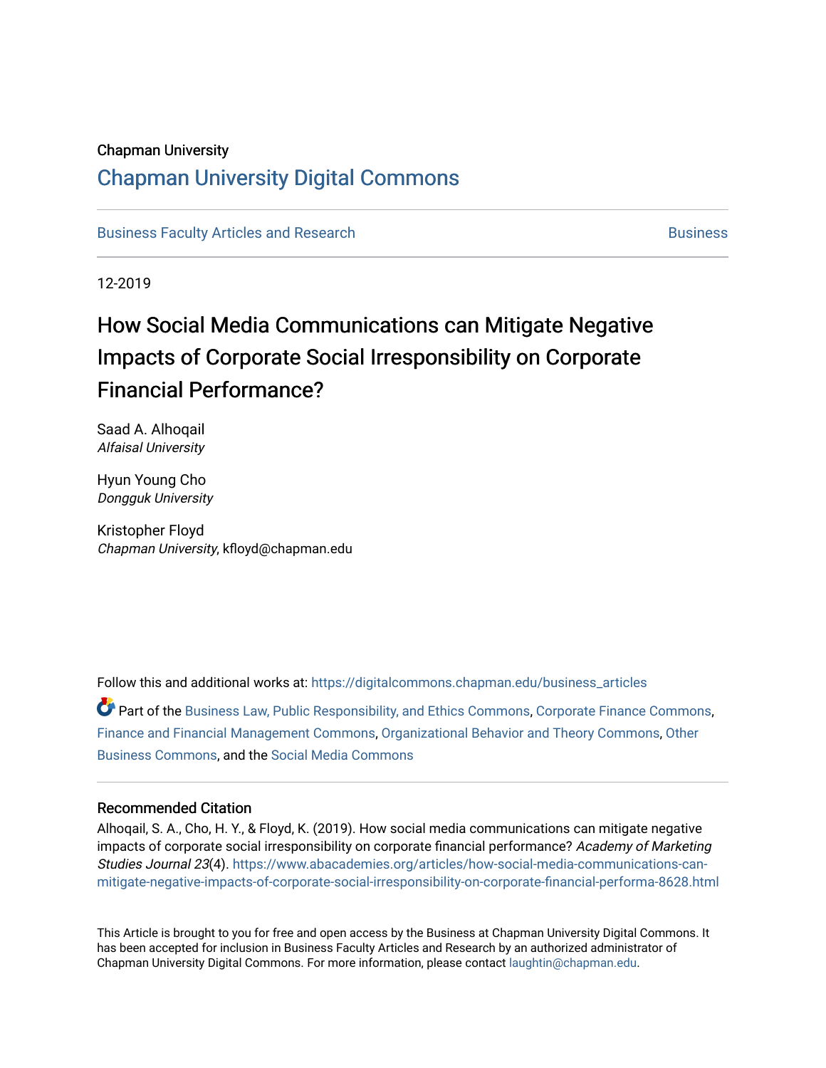Chapman University

## Chapman University Digital Commons

Business Faculty Articles and Research | Business

12-2019

# How Social Media Communications can Mitigate Negative Impacts of Corporate Social Irresponsibility on Corporate Financial Performance?

Saad A. Alhoqail
*Alfaisal University*

Hyun Young Cho
*Dongguk University*

Kristopher Floyd
*Chapman University*, kfloyd@chapman.edu

Follow this and additional works at: https://digitalcommons.chapman.edu/business_articles

Part of the Business Law, Public Responsibility, and Ethics Commons, Corporate Finance Commons, Finance and Financial Management Commons, Organizational Behavior and Theory Commons, Other Business Commons, and the Social Media Commons

### Recommended Citation

Alhoqail, S. A., Cho, H. Y., & Floyd, K. (2019). How social media communications can mitigate negative impacts of corporate social irresponsibility on corporate financial performance? *Academy of Marketing Studies Journal 23*(4). https://www.abacademies.org/articles/how-social-media-communications-can-mitigate-negative-impacts-of-corporate-social-irresponsibility-on-corporate-financial-performa-8628.html

This Article is brought to you for free and open access by the Business at Chapman University Digital Commons. It has been accepted for inclusion in Business Faculty Articles and Research by an authorized administrator of Chapman University Digital Commons. For more information, please contact laughtin@chapman.edu.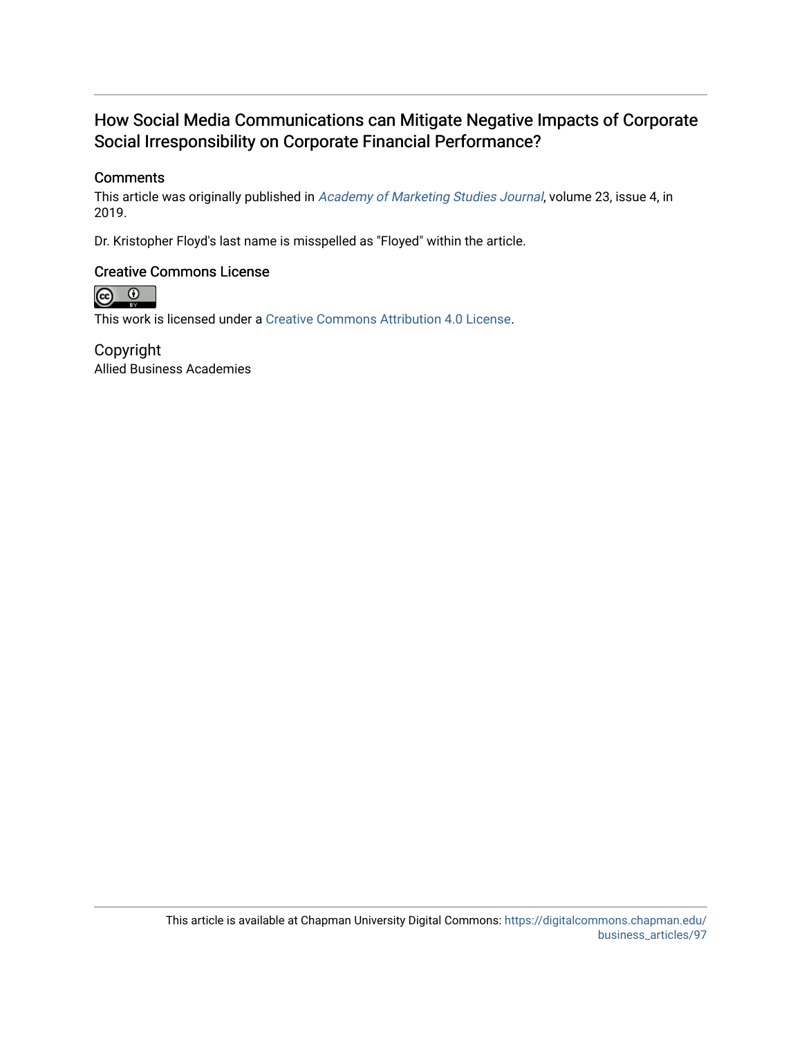## How Social Media Communications can Mitigate Negative Impacts of Corporate Social Irresponsibility on Corporate Financial Performance?

### Comments

This article was originally published in *Academy of Marketing Studies Journal*, volume 23, issue 4, in 2019.

Dr. Kristopher Floyd's last name is misspelled as "Floyed" within the article.

### Creative Commons License

This work is licensed under a Creative Commons Attribution 4.0 License.

### Copyright

Allied Business Academies

This article is available at Chapman University Digital Commons: https://digitalcommons.chapman.edu/business_articles/97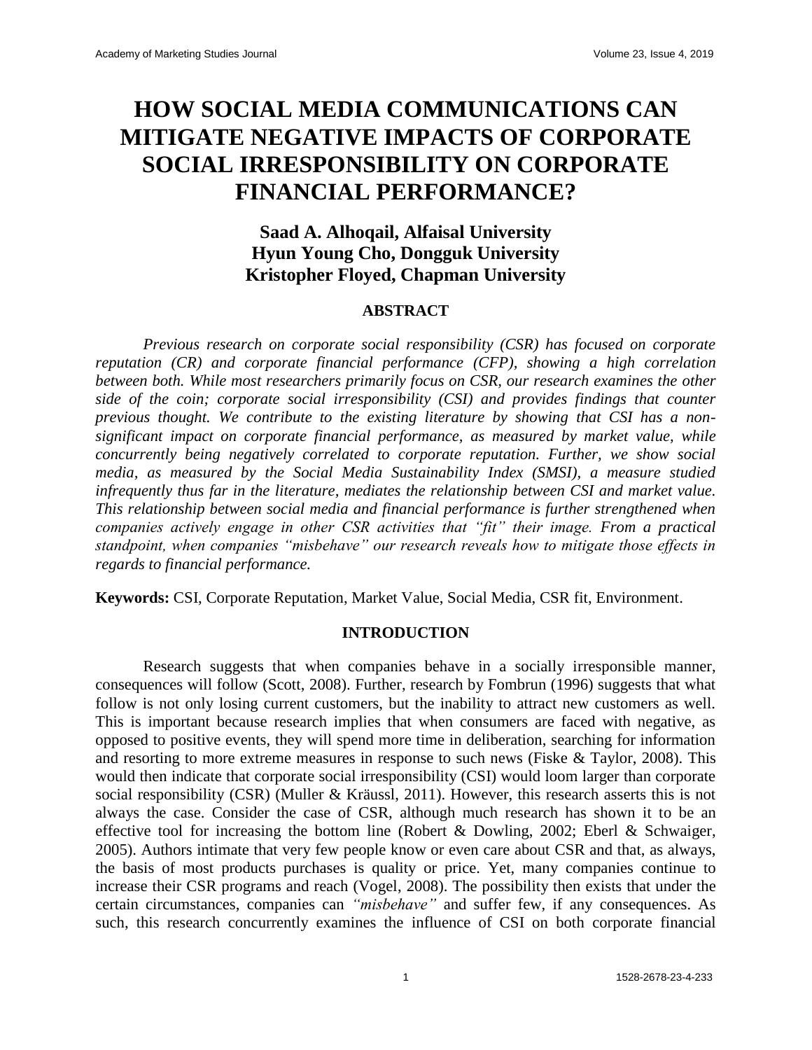# HOW SOCIAL MEDIA COMMUNICATIONS CAN MITIGATE NEGATIVE IMPACTS OF CORPORATE SOCIAL IRRESPONSIBILITY ON CORPORATE FINANCIAL PERFORMANCE?

**Saad A. Alhoqail, Alfaisal University**
**Hyun Young Cho, Dongguk University**
**Kristopher Floyed, Chapman University**

## ABSTRACT

*Previous research on corporate social responsibility (CSR) has focused on corporate reputation (CR) and corporate financial performance (CFP), showing a high correlation between both. While most researchers primarily focus on CSR, our research examines the other side of the coin; corporate social irresponsibility (CSI) and provides findings that counter previous thought. We contribute to the existing literature by showing that CSI has a non-significant impact on corporate financial performance, as measured by market value, while concurrently being negatively correlated to corporate reputation. Further, we show social media, as measured by the Social Media Sustainability Index (SMSI), a measure studied infrequently thus far in the literature, mediates the relationship between CSI and market value. This relationship between social media and financial performance is further strengthened when companies actively engage in other CSR activities that "fit" their image. From a practical standpoint, when companies "misbehave" our research reveals how to mitigate those effects in regards to financial performance.*

**Keywords:** CSI, Corporate Reputation, Market Value, Social Media, CSR fit, Environment.

## INTRODUCTION

Research suggests that when companies behave in a socially irresponsible manner, consequences will follow (Scott, 2008). Further, research by Fombrun (1996) suggests that what follow is not only losing current customers, but the inability to attract new customers as well. This is important because research implies that when consumers are faced with negative, as opposed to positive events, they will spend more time in deliberation, searching for information and resorting to more extreme measures in response to such news (Fiske & Taylor, 2008). This would then indicate that corporate social irresponsibility (CSI) would loom larger than corporate social responsibility (CSR) (Muller & Kräussl, 2011). However, this research asserts this is not always the case. Consider the case of CSR, although much research has shown it to be an effective tool for increasing the bottom line (Robert & Dowling, 2002; Eberl & Schwaiger, 2005). Authors intimate that very few people know or even care about CSR and that, as always, the basis of most products purchases is quality or price. Yet, many companies continue to increase their CSR programs and reach (Vogel, 2008). The possibility then exists that under the certain circumstances, companies can *"misbehave"* and suffer few, if any consequences. As such, this research concurrently examines the influence of CSI on both corporate financial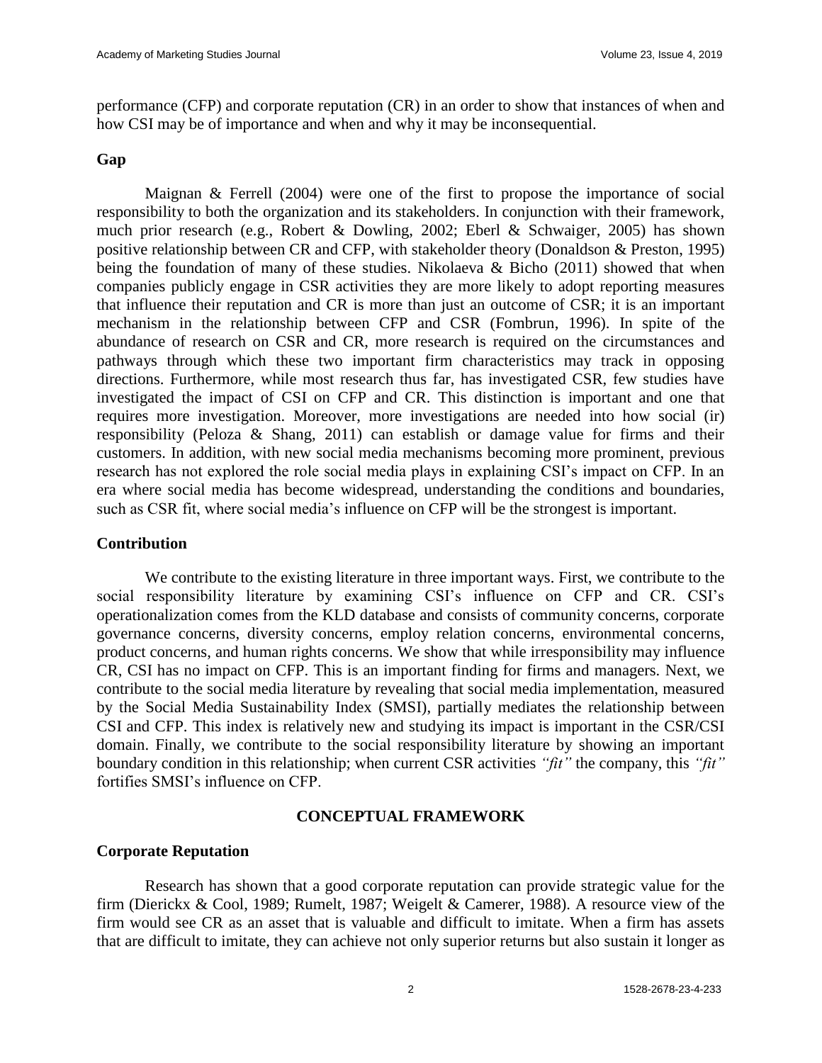performance (CFP) and corporate reputation (CR) in an order to show that instances of when and how CSI may be of importance and when and why it may be inconsequential.

### Gap

Maignan & Ferrell (2004) were one of the first to propose the importance of social responsibility to both the organization and its stakeholders. In conjunction with their framework, much prior research (e.g., Robert & Dowling, 2002; Eberl & Schwaiger, 2005) has shown positive relationship between CR and CFP, with stakeholder theory (Donaldson & Preston, 1995) being the foundation of many of these studies. Nikolaeva & Bicho (2011) showed that when companies publicly engage in CSR activities they are more likely to adopt reporting measures that influence their reputation and CR is more than just an outcome of CSR; it is an important mechanism in the relationship between CFP and CSR (Fombrun, 1996). In spite of the abundance of research on CSR and CR, more research is required on the circumstances and pathways through which these two important firm characteristics may track in opposing directions. Furthermore, while most research thus far, has investigated CSR, few studies have investigated the impact of CSI on CFP and CR. This distinction is important and one that requires more investigation. Moreover, more investigations are needed into how social (ir) responsibility (Peloza & Shang, 2011) can establish or damage value for firms and their customers. In addition, with new social media mechanisms becoming more prominent, previous research has not explored the role social media plays in explaining CSI's impact on CFP. In an era where social media has become widespread, understanding the conditions and boundaries, such as CSR fit, where social media's influence on CFP will be the strongest is important.

### Contribution

We contribute to the existing literature in three important ways. First, we contribute to the social responsibility literature by examining CSI's influence on CFP and CR. CSI's operationalization comes from the KLD database and consists of community concerns, corporate governance concerns, diversity concerns, employ relation concerns, environmental concerns, product concerns, and human rights concerns. We show that while irresponsibility may influence CR, CSI has no impact on CFP. This is an important finding for firms and managers. Next, we contribute to the social media literature by revealing that social media implementation, measured by the Social Media Sustainability Index (SMSI), partially mediates the relationship between CSI and CFP. This index is relatively new and studying its impact is important in the CSR/CSI domain. Finally, we contribute to the social responsibility literature by showing an important boundary condition in this relationship; when current CSR activities *"fit"* the company, this *"fit"* fortifies SMSI's influence on CFP.

## CONCEPTUAL FRAMEWORK

### Corporate Reputation

Research has shown that a good corporate reputation can provide strategic value for the firm (Dierickx & Cool, 1989; Rumelt, 1987; Weigelt & Camerer, 1988). A resource view of the firm would see CR as an asset that is valuable and difficult to imitate. When a firm has assets that are difficult to imitate, they can achieve not only superior returns but also sustain it longer as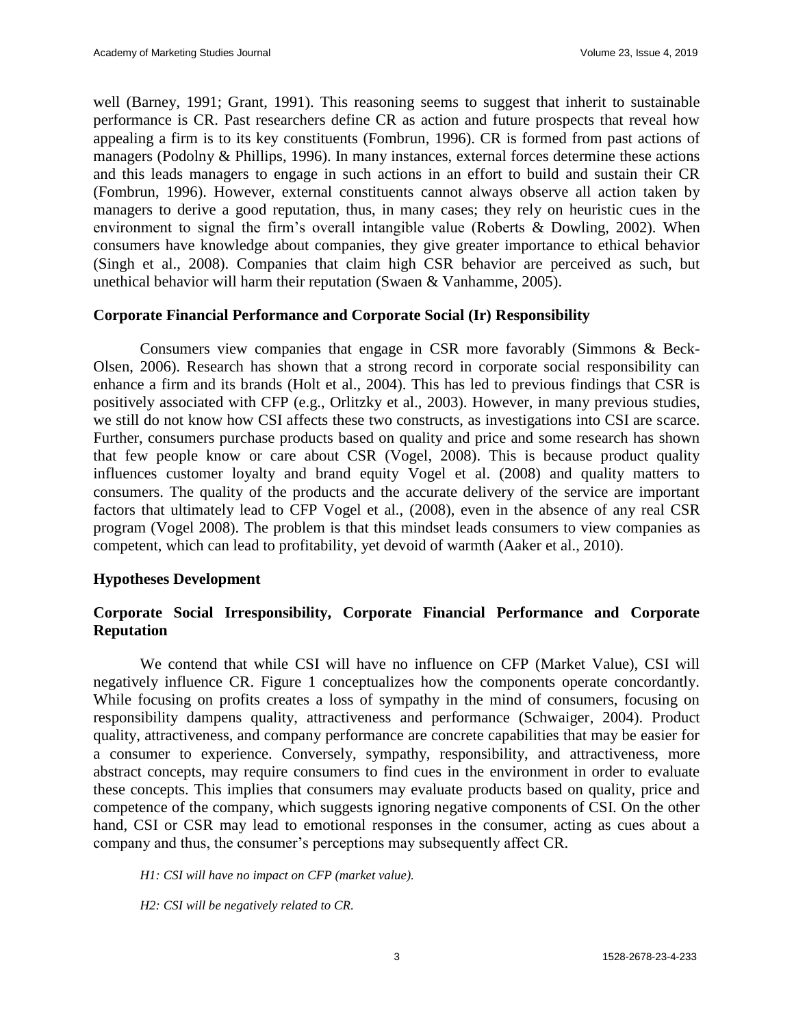well (Barney, 1991; Grant, 1991). This reasoning seems to suggest that inherit to sustainable performance is CR. Past researchers define CR as action and future prospects that reveal how appealing a firm is to its key constituents (Fombrun, 1996). CR is formed from past actions of managers (Podolny & Phillips, 1996). In many instances, external forces determine these actions and this leads managers to engage in such actions in an effort to build and sustain their CR (Fombrun, 1996). However, external constituents cannot always observe all action taken by managers to derive a good reputation, thus, in many cases; they rely on heuristic cues in the environment to signal the firm's overall intangible value (Roberts & Dowling, 2002). When consumers have knowledge about companies, they give greater importance to ethical behavior (Singh et al., 2008). Companies that claim high CSR behavior are perceived as such, but unethical behavior will harm their reputation (Swaen & Vanhamme, 2005).

### Corporate Financial Performance and Corporate Social (Ir) Responsibility

Consumers view companies that engage in CSR more favorably (Simmons & Beck-Olsen, 2006). Research has shown that a strong record in corporate social responsibility can enhance a firm and its brands (Holt et al., 2004). This has led to previous findings that CSR is positively associated with CFP (e.g., Orlitzky et al., 2003). However, in many previous studies, we still do not know how CSI affects these two constructs, as investigations into CSI are scarce. Further, consumers purchase products based on quality and price and some research has shown that few people know or care about CSR (Vogel, 2008). This is because product quality influences customer loyalty and brand equity Vogel et al. (2008) and quality matters to consumers. The quality of the products and the accurate delivery of the service are important factors that ultimately lead to CFP Vogel et al., (2008), even in the absence of any real CSR program (Vogel 2008). The problem is that this mindset leads consumers to view companies as competent, which can lead to profitability, yet devoid of warmth (Aaker et al., 2010).

## Hypotheses Development

### Corporate Social Irresponsibility, Corporate Financial Performance and Corporate Reputation

We contend that while CSI will have no influence on CFP (Market Value), CSI will negatively influence CR. Figure 1 conceptualizes how the components operate concordantly. While focusing on profits creates a loss of sympathy in the mind of consumers, focusing on responsibility dampens quality, attractiveness and performance (Schwaiger, 2004). Product quality, attractiveness, and company performance are concrete capabilities that may be easier for a consumer to experience. Conversely, sympathy, responsibility, and attractiveness, more abstract concepts, may require consumers to find cues in the environment in order to evaluate these concepts. This implies that consumers may evaluate products based on quality, price and competence of the company, which suggests ignoring negative components of CSI. On the other hand, CSI or CSR may lead to emotional responses in the consumer, acting as cues about a company and thus, the consumer's perceptions may subsequently affect CR.

*H1: CSI will have no impact on CFP (market value).*

*H2: CSI will be negatively related to CR.*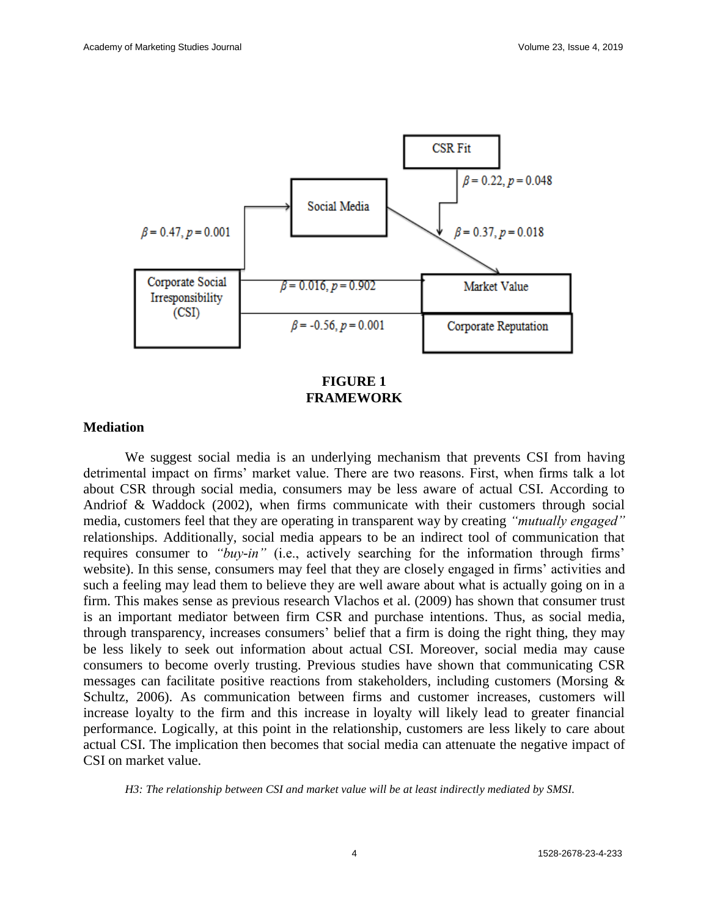**FIGURE 1**
**FRAMEWORK**

## Mediation

We suggest social media is an underlying mechanism that prevents CSI from having detrimental impact on firms' market value. There are two reasons. First, when firms talk a lot about CSR through social media, consumers may be less aware of actual CSI. According to Andriof & Waddock (2002), when firms communicate with their customers through social media, customers feel that they are operating in transparent way by creating *"mutually engaged"* relationships. Additionally, social media appears to be an indirect tool of communication that requires consumer to *"buy-in"* (i.e., actively searching for the information through firms' website). In this sense, consumers may feel that they are closely engaged in firms' activities and such a feeling may lead them to believe they are well aware about what is actually going on in a firm. This makes sense as previous research Vlachos et al. (2009) has shown that consumer trust is an important mediator between firm CSR and purchase intentions. Thus, as social media, through transparency, increases consumers' belief that a firm is doing the right thing, they may be less likely to seek out information about actual CSI. Moreover, social media may cause consumers to become overly trusting. Previous studies have shown that communicating CSR messages can facilitate positive reactions from stakeholders, including customers (Morsing & Schultz, 2006). As communication between firms and customer increases, customers will increase loyalty to the firm and this increase in loyalty will likely lead to greater financial performance. Logically, at this point in the relationship, customers are less likely to care about actual CSI. The implication then becomes that social media can attenuate the negative impact of CSI on market value.

*H3: The relationship between CSI and market value will be at least indirectly mediated by SMSI.*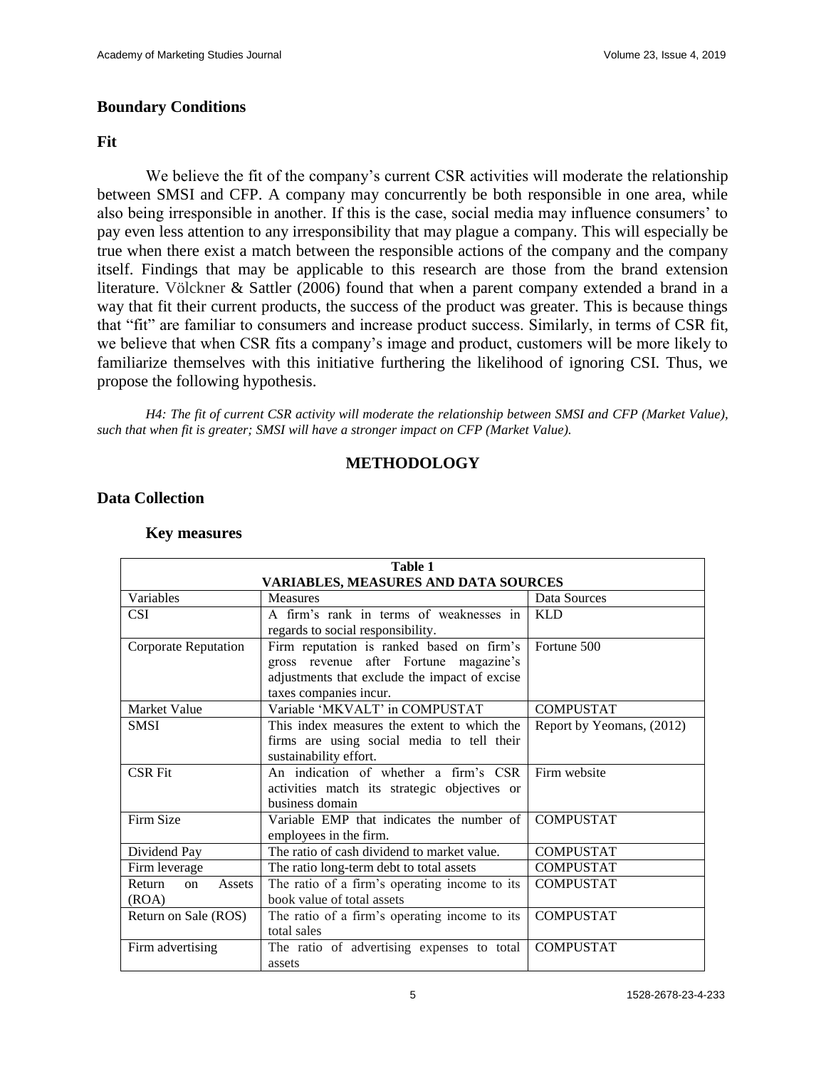## Boundary Conditions

### Fit

We believe the fit of the company's current CSR activities will moderate the relationship between SMSI and CFP. A company may concurrently be both responsible in one area, while also being irresponsible in another. If this is the case, social media may influence consumers' to pay even less attention to any irresponsibility that may plague a company. This will especially be true when there exist a match between the responsible actions of the company and the company itself. Findings that may be applicable to this research are those from the brand extension literature. Völckner & Sattler (2006) found that when a parent company extended a brand in a way that fit their current products, the success of the product was greater. This is because things that "fit" are familiar to consumers and increase product success. Similarly, in terms of CSR fit, we believe that when CSR fits a company's image and product, customers will be more likely to familiarize themselves with this initiative furthering the likelihood of ignoring CSI. Thus, we propose the following hypothesis.

*H4: The fit of current CSR activity will moderate the relationship between SMSI and CFP (Market Value), such that when fit is greater; SMSI will have a stronger impact on CFP (Market Value).*

## METHODOLOGY

## Data Collection

### Key measures

**Table 1**
**VARIABLES, MEASURES AND DATA SOURCES**

| Variables | Measures | Data Sources |
| --- | --- | --- |
| CSI | A firm's rank in terms of weaknesses in regards to social responsibility. | KLD |
| Corporate Reputation | Firm reputation is ranked based on firm's gross revenue after Fortune magazine's adjustments that exclude the impact of excise taxes companies incur. | Fortune 500 |
| Market Value | Variable 'MKVALT' in COMPUSTAT | COMPUSTAT |
| SMSI | This index measures the extent to which the firms are using social media to tell their sustainability effort. | Report by Yeomans, (2012) |
| CSR Fit | An indication of whether a firm's CSR activities match its strategic objectives or business domain | Firm website |
| Firm Size | Variable EMP that indicates the number of employees in the firm. | COMPUSTAT |
| Dividend Pay | The ratio of cash dividend to market value. | COMPUSTAT |
| Firm leverage | The ratio long-term debt to total assets | COMPUSTAT |
| Return on Assets (ROA) | The ratio of a firm's operating income to its book value of total assets | COMPUSTAT |
| Return on Sale (ROS) | The ratio of a firm's operating income to its total sales | COMPUSTAT |
| Firm advertising | The ratio of advertising expenses to total assets | COMPUSTAT |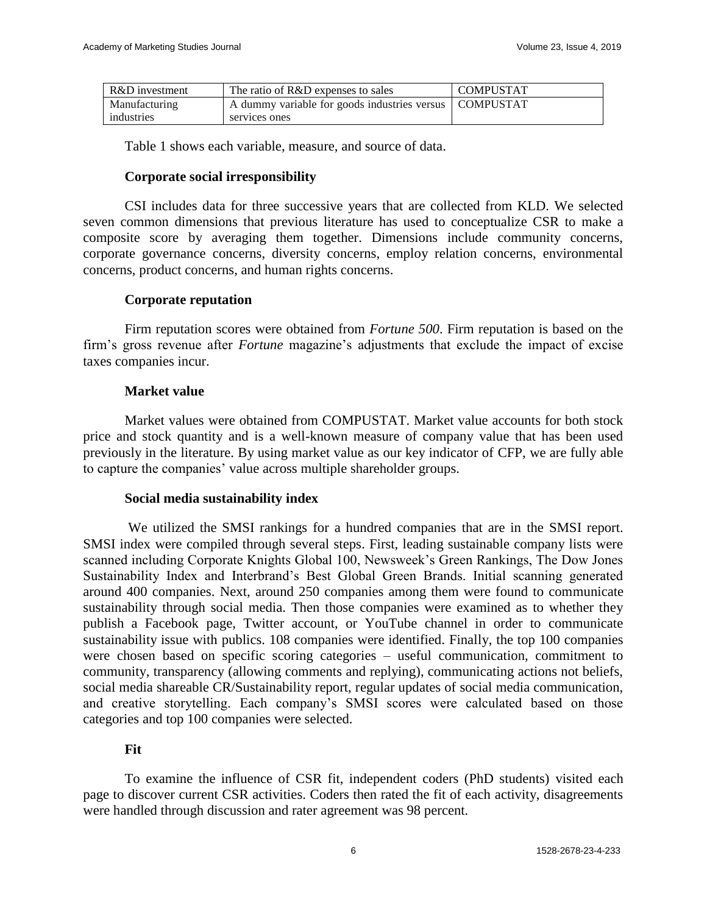| R&D investment | The ratio of R&D expenses to sales | COMPUSTAT |
|---|---|---|
| Manufacturing industries | A dummy variable for goods industries versus services ones | COMPUSTAT |

Table 1 shows each variable, measure, and source of data.

### Corporate social irresponsibility

CSI includes data for three successive years that are collected from KLD. We selected seven common dimensions that previous literature has used to conceptualize CSR to make a composite score by averaging them together. Dimensions include community concerns, corporate governance concerns, diversity concerns, employ relation concerns, environmental concerns, product concerns, and human rights concerns.

### Corporate reputation

Firm reputation scores were obtained from *Fortune 500*. Firm reputation is based on the firm's gross revenue after *Fortune* magazine's adjustments that exclude the impact of excise taxes companies incur.

### Market value

Market values were obtained from COMPUSTAT. Market value accounts for both stock price and stock quantity and is a well-known measure of company value that has been used previously in the literature. By using market value as our key indicator of CFP, we are fully able to capture the companies' value across multiple shareholder groups.

### Social media sustainability index

We utilized the SMSI rankings for a hundred companies that are in the SMSI report. SMSI index were compiled through several steps. First, leading sustainable company lists were scanned including Corporate Knights Global 100, Newsweek's Green Rankings, The Dow Jones Sustainability Index and Interbrand's Best Global Green Brands. Initial scanning generated around 400 companies. Next, around 250 companies among them were found to communicate sustainability through social media. Then those companies were examined as to whether they publish a Facebook page, Twitter account, or YouTube channel in order to communicate sustainability issue with publics. 108 companies were identified. Finally, the top 100 companies were chosen based on specific scoring categories – useful communication, commitment to community, transparency (allowing comments and replying), communicating actions not beliefs, social media shareable CR/Sustainability report, regular updates of social media communication, and creative storytelling. Each company's SMSI scores were calculated based on those categories and top 100 companies were selected.

### Fit

To examine the influence of CSR fit, independent coders (PhD students) visited each page to discover current CSR activities. Coders then rated the fit of each activity, disagreements were handled through discussion and rater agreement was 98 percent.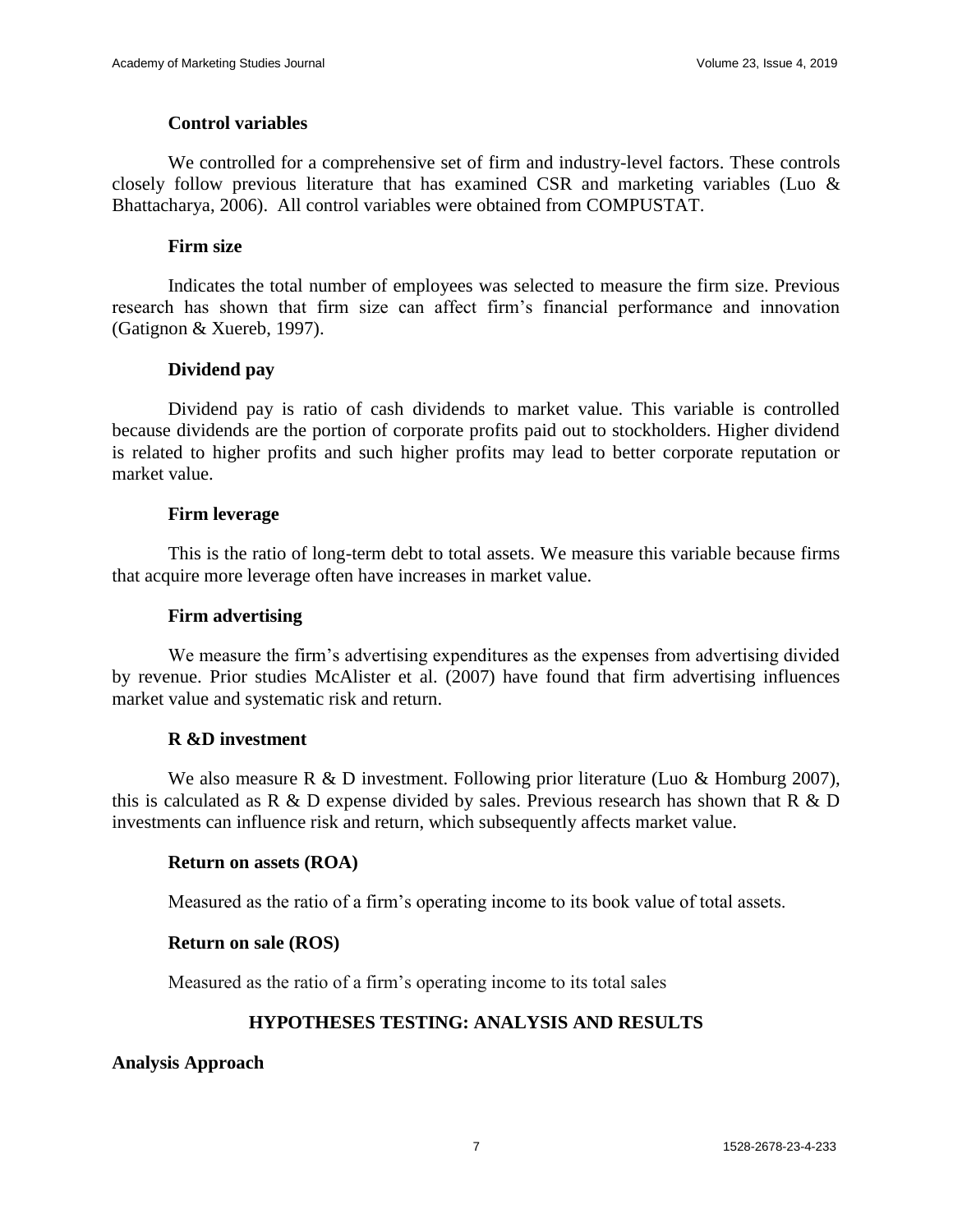### Control variables

We controlled for a comprehensive set of firm and industry-level factors. These controls closely follow previous literature that has examined CSR and marketing variables (Luo & Bhattacharya, 2006). All control variables were obtained from COMPUSTAT.

### Firm size

Indicates the total number of employees was selected to measure the firm size. Previous research has shown that firm size can affect firm's financial performance and innovation (Gatignon & Xuereb, 1997).

### Dividend pay

Dividend pay is ratio of cash dividends to market value. This variable is controlled because dividends are the portion of corporate profits paid out to stockholders. Higher dividend is related to higher profits and such higher profits may lead to better corporate reputation or market value.

### Firm leverage

This is the ratio of long-term debt to total assets. We measure this variable because firms that acquire more leverage often have increases in market value.

### Firm advertising

We measure the firm's advertising expenditures as the expenses from advertising divided by revenue. Prior studies McAlister et al. (2007) have found that firm advertising influences market value and systematic risk and return.

### R &D investment

We also measure R & D investment. Following prior literature (Luo & Homburg 2007), this is calculated as R & D expense divided by sales. Previous research has shown that R & D investments can influence risk and return, which subsequently affects market value.

### Return on assets (ROA)

Measured as the ratio of a firm's operating income to its book value of total assets.

### Return on sale (ROS)

Measured as the ratio of a firm's operating income to its total sales

## HYPOTHESES TESTING: ANALYSIS AND RESULTS

### Analysis Approach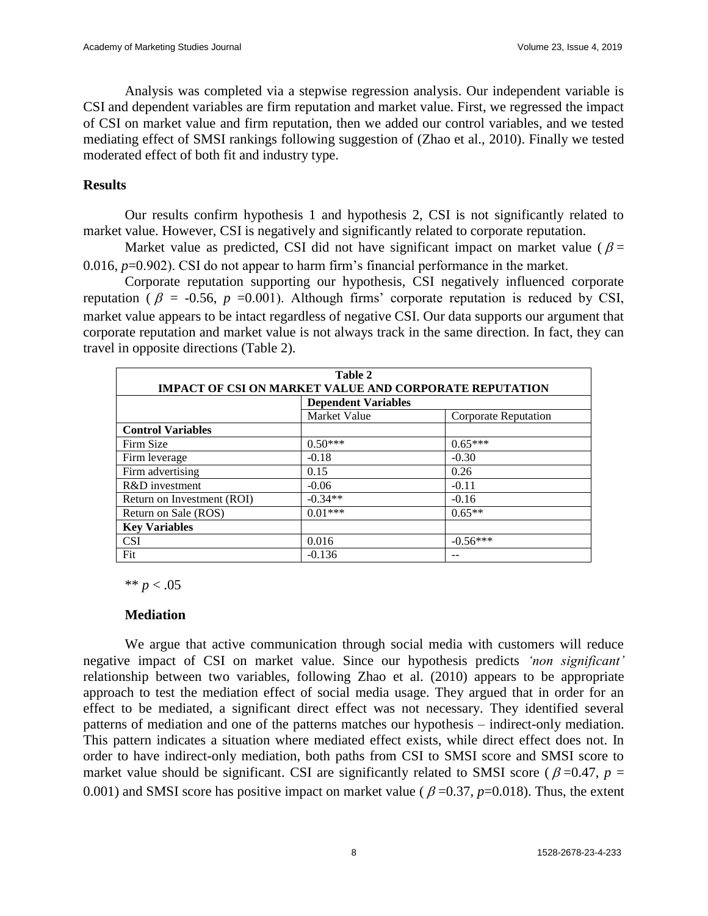Analysis was completed via a stepwise regression analysis. Our independent variable is CSI and dependent variables are firm reputation and market value. First, we regressed the impact of CSI on market value and firm reputation, then we added our control variables, and we tested mediating effect of SMSI rankings following suggestion of (Zhao et al., 2010). Finally we tested moderated effect of both fit and industry type.

## Results

Our results confirm hypothesis 1 and hypothesis 2, CSI is not significantly related to market value. However, CSI is negatively and significantly related to corporate reputation.

Market value as predicted, CSI did not have significant impact on market value ($\beta$ = 0.016, *p*=0.902). CSI do not appear to harm firm's financial performance in the market.

Corporate reputation supporting our hypothesis, CSI negatively influenced corporate reputation ($\beta$ = -0.56, *p* =0.001). Although firms' corporate reputation is reduced by CSI, market value appears to be intact regardless of negative CSI. Our data supports our argument that corporate reputation and market value is not always track in the same direction. In fact, they can travel in opposite directions (Table 2).

**Table 2**
**IMPACT OF CSI ON MARKET VALUE AND CORPORATE REPUTATION**

| | **Dependent Variables** | |
|---|---|---|
| | Market Value | Corporate Reputation |
| **Control Variables** | | |
| Firm Size | 0.50*** | 0.65*** |
| Firm leverage | -0.18 | -0.30 |
| Firm advertising | 0.15 | 0.26 |
| R&D investment | -0.06 | -0.11 |
| Return on Investment (ROI) | -0.34** | -0.16 |
| Return on Sale (ROS) | 0.01*** | 0.65** |
| **Key Variables** | | |
| CSI | 0.016 | -0.56*** |
| Fit | -0.136 | -- |

** $p < .05$

### Mediation

We argue that active communication through social media with customers will reduce negative impact of CSI on market value. Since our hypothesis predicts *'non significant'* relationship between two variables, following Zhao et al. (2010) appears to be appropriate approach to test the mediation effect of social media usage. They argued that in order for an effect to be mediated, a significant direct effect was not necessary. They identified several patterns of mediation and one of the patterns matches our hypothesis – indirect-only mediation. This pattern indicates a situation where mediated effect exists, while direct effect does not. In order to have indirect-only mediation, both paths from CSI to SMSI score and SMSI score to market value should be significant. CSI are significantly related to SMSI score ($\beta$=0.47, *p* = 0.001) and SMSI score has positive impact on market value ($\beta$=0.37, *p*=0.018). Thus, the extent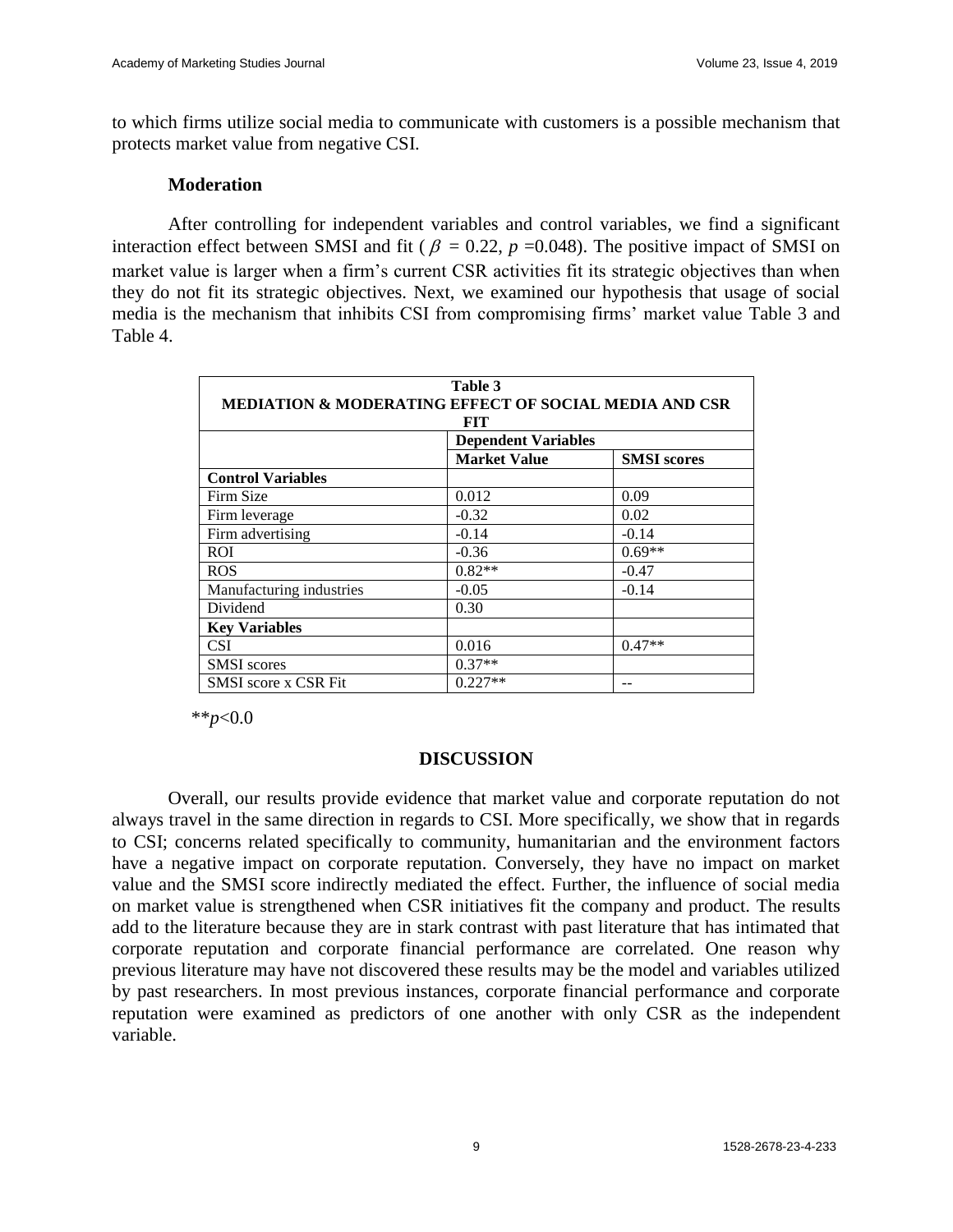to which firms utilize social media to communicate with customers is a possible mechanism that protects market value from negative CSI.

### Moderation

After controlling for independent variables and control variables, we find a significant interaction effect between SMSI and fit ( $\beta$ = 0.22, $p$ =0.048). The positive impact of SMSI on market value is larger when a firm's current CSR activities fit its strategic objectives than when they do not fit its strategic objectives. Next, we examined our hypothesis that usage of social media is the mechanism that inhibits CSI from compromising firms' market value Table 3 and Table 4.

**Table 3**
**MEDIATION & MODERATING EFFECT OF SOCIAL MEDIA AND CSR FIT**

| | **Dependent Variables** | |
|---|---|---|
| | **Market Value** | **SMSI scores** |
| **Control Variables** | | |
| Firm Size | 0.012 | 0.09 |
| Firm leverage | -0.32 | 0.02 |
| Firm advertising | -0.14 | -0.14 |
| ROI | -0.36 | 0.69** |
| ROS | 0.82** | -0.47 |
| Manufacturing industries | -0.05 | -0.14 |
| Dividend | 0.30 | |
| **Key Variables** | | |
| CSI | 0.016 | 0.47** |
| SMSI scores | 0.37** | |
| SMSI score x CSR Fit | 0.227** | -- |

**$p$<0.0

## DISCUSSION

Overall, our results provide evidence that market value and corporate reputation do not always travel in the same direction in regards to CSI. More specifically, we show that in regards to CSI; concerns related specifically to community, humanitarian and the environment factors have a negative impact on corporate reputation. Conversely, they have no impact on market value and the SMSI score indirectly mediated the effect. Further, the influence of social media on market value is strengthened when CSR initiatives fit the company and product. The results add to the literature because they are in stark contrast with past literature that has intimated that corporate reputation and corporate financial performance are correlated. One reason why previous literature may have not discovered these results may be the model and variables utilized by past researchers. In most previous instances, corporate financial performance and corporate reputation were examined as predictors of one another with only CSR as the independent variable.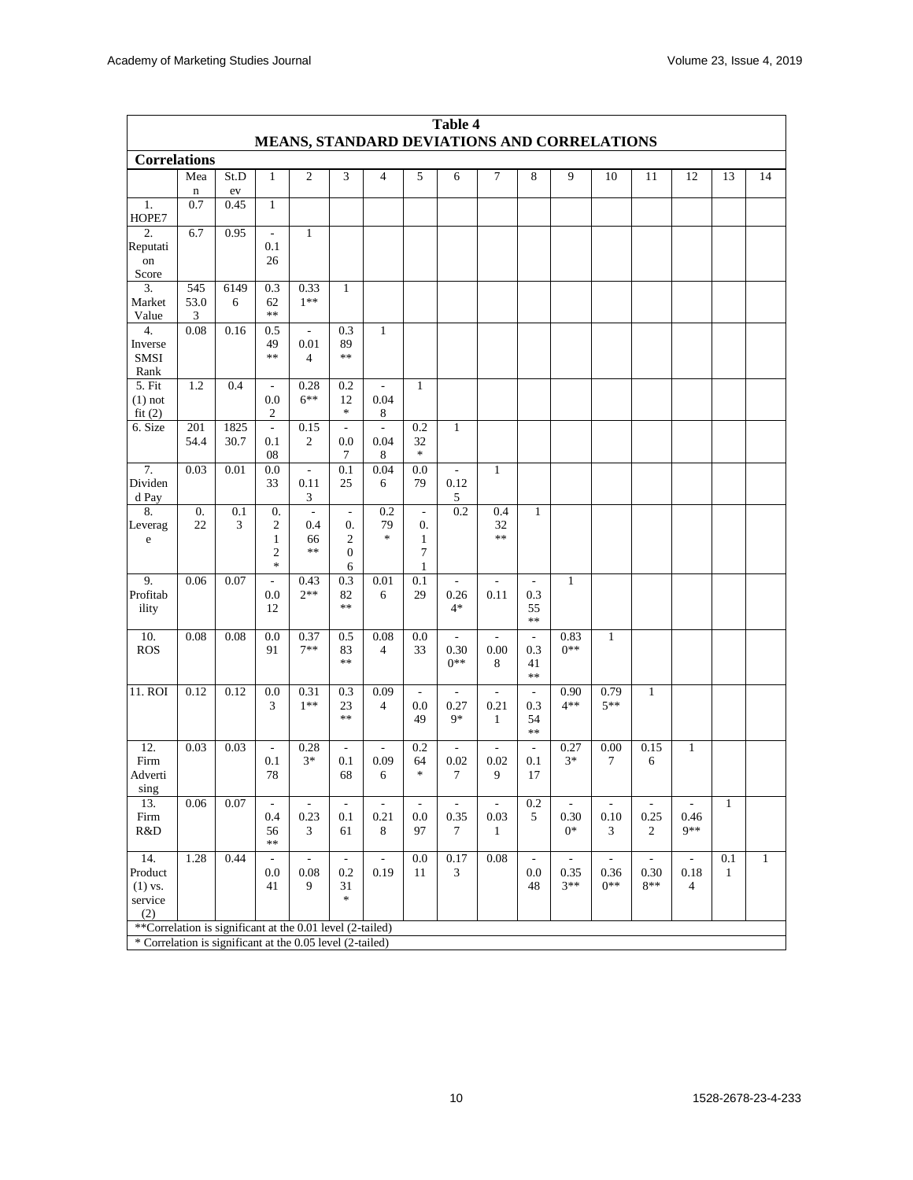**Table 4**
**MEANS, STANDARD DEVIATIONS AND CORRELATIONS**

**Correlations**

| | Mean | St.Dev | 1 | 2 | 3 | 4 | 5 | 6 | 7 | 8 | 9 | 10 | 11 | 12 | 13 | 14 |
|---|---|---|---|---|---|---|---|---|---|---|---|---|---|---|---|---|
| 1. HOPE7 | 0.7 | 0.45 | 1 | | | | | | | | | | | | | |
| 2. Reputation Score | 6.7 | 0.95 | -0.126 | 1 | | | | | | | | | | | | |
| 3. Market Value | 54553.03 | 61496 | 0.362** | 0.331** | 1 | | | | | | | | | | | |
| 4. Inverse SMSI Rank | 0.08 | 0.16 | 0.549** | -0.014 | 0.389** | 1 | | | | | | | | | | |
| 5. Fit (1) not fit (2) | 1.2 | 0.4 | -0.02 | 0.286** | 0.212* | -0.048 | 1 | | | | | | | | | |
| 6. Size | 20154.4 | 182530.7 | -0.108 | 0.152 | -0.07 | -0.048 | 0.232* | 1 | | | | | | | | |
| 7. Dividend Pay | 0.03 | 0.01 | 0.033 | -0.113 | 0.125 | 0.046 | 0.079 | -0.125 | 1 | | | | | | | |
| 8. Leverage | 0.22 | 0.13 | 0.212* | -0.466** | -0.206 | 0.279* | -0.171 | 0.2 | 0.432** | 1 | | | | | | |
| 9. Profitability | 0.06 | 0.07 | -0.012 | 0.432** | 0.382** | 0.016 | 0.129 | -0.264* | -0.11 | -0.355** | 1 | | | | | |
| 10. ROS | 0.08 | 0.08 | 0.091 | 0.377** | 0.583** | 0.084 | 0.033 | -0.300** | -0.008 | -0.341** | 0.830** | 1 | | | | |
| 11. ROI | 0.12 | 0.12 | 0.03 | 0.311** | 0.323** | 0.094 | -0.049 | -0.279* | -0.211 | -0.354** | 0.904** | 0.795** | 1 | | | |
| 12. Firm Advertising | 0.03 | 0.03 | -0.178 | 0.283* | -0.168 | -0.096 | 0.264* | -0.027 | -0.029 | -0.117 | 0.273* | 0.007 | 0.156 | 1 | | |
| 13. Firm R&D | 0.06 | 0.07 | -0.456** | -0.233 | -0.161 | -0.218 | -0.097 | -0.357 | -0.031 | 0.25 | -0.300* | -0.103 | -0.252 | -0.469** | 1 | |
| 14. Product (1) vs. service (2) | 1.28 | 0.44 | -0.041 | -0.089 | -0.231* | -0.19 | 0.011 | 0.173 | 0.08 | -0.048 | -0.353** | -0.360** | -0.308** | -0.184 | 0.11 | 1 |

**Correlation is significant at the 0.01 level (2-tailed)

* Correlation is significant at the 0.05 level (2-tailed)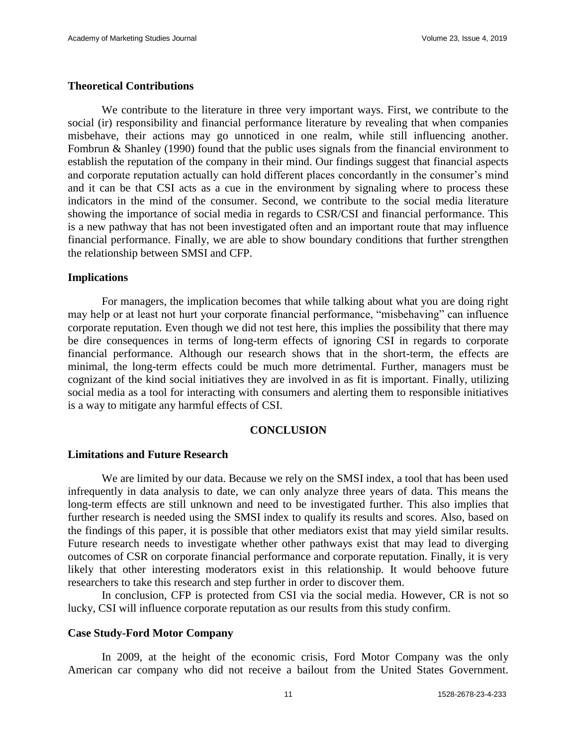### Theoretical Contributions

We contribute to the literature in three very important ways. First, we contribute to the social (ir) responsibility and financial performance literature by revealing that when companies misbehave, their actions may go unnoticed in one realm, while still influencing another. Fombrun & Shanley (1990) found that the public uses signals from the financial environment to establish the reputation of the company in their mind. Our findings suggest that financial aspects and corporate reputation actually can hold different places concordantly in the consumer's mind and it can be that CSI acts as a cue in the environment by signaling where to process these indicators in the mind of the consumer. Second, we contribute to the social media literature showing the importance of social media in regards to CSR/CSI and financial performance. This is a new pathway that has not been investigated often and an important route that may influence financial performance. Finally, we are able to show boundary conditions that further strengthen the relationship between SMSI and CFP.

### Implications

For managers, the implication becomes that while talking about what you are doing right may help or at least not hurt your corporate financial performance, "misbehaving" can influence corporate reputation. Even though we did not test here, this implies the possibility that there may be dire consequences in terms of long-term effects of ignoring CSI in regards to corporate financial performance. Although our research shows that in the short-term, the effects are minimal, the long-term effects could be much more detrimental. Further, managers must be cognizant of the kind social initiatives they are involved in as fit is important. Finally, utilizing social media as a tool for interacting with consumers and alerting them to responsible initiatives is a way to mitigate any harmful effects of CSI.

## CONCLUSION

### Limitations and Future Research

We are limited by our data. Because we rely on the SMSI index, a tool that has been used infrequently in data analysis to date, we can only analyze three years of data. This means the long-term effects are still unknown and need to be investigated further. This also implies that further research is needed using the SMSI index to qualify its results and scores. Also, based on the findings of this paper, it is possible that other mediators exist that may yield similar results. Future research needs to investigate whether other pathways exist that may lead to diverging outcomes of CSR on corporate financial performance and corporate reputation. Finally, it is very likely that other interesting moderators exist in this relationship. It would behoove future researchers to take this research and step further in order to discover them.

In conclusion, CFP is protected from CSI via the social media. However, CR is not so lucky, CSI will influence corporate reputation as our results from this study confirm.

### Case Study-Ford Motor Company

In 2009, at the height of the economic crisis, Ford Motor Company was the only American car company who did not receive a bailout from the United States Government.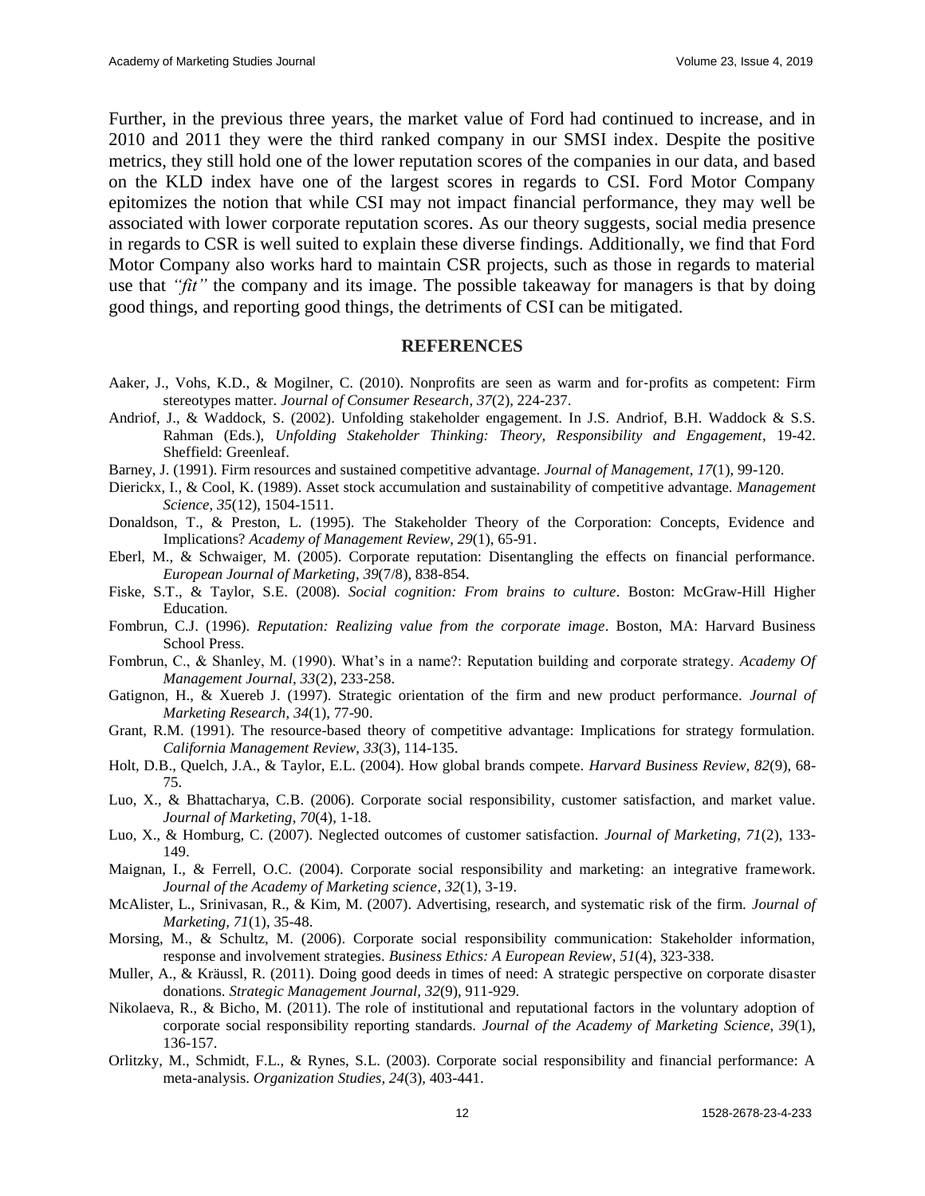Further, in the previous three years, the market value of Ford had continued to increase, and in 2010 and 2011 they were the third ranked company in our SMSI index. Despite the positive metrics, they still hold one of the lower reputation scores of the companies in our data, and based on the KLD index have one of the largest scores in regards to CSI. Ford Motor Company epitomizes the notion that while CSI may not impact financial performance, they may well be associated with lower corporate reputation scores. As our theory suggests, social media presence in regards to CSR is well suited to explain these diverse findings. Additionally, we find that Ford Motor Company also works hard to maintain CSR projects, such as those in regards to material use that *"fit"* the company and its image. The possible takeaway for managers is that by doing good things, and reporting good things, the detriments of CSI can be mitigated.

## REFERENCES

Aaker, J., Vohs, K.D., & Mogilner, C. (2010). Nonprofits are seen as warm and for-profits as competent: Firm stereotypes matter. *Journal of Consumer Research*, *37*(2), 224-237.

Andriof, J., & Waddock, S. (2002). Unfolding stakeholder engagement. In J.S. Andriof, B.H. Waddock & S.S. Rahman (Eds.), *Unfolding Stakeholder Thinking: Theory, Responsibility and Engagement*, 19-42. Sheffield: Greenleaf.

Barney, J. (1991). Firm resources and sustained competitive advantage. *Journal of Management*, *17*(1), 99-120.

Dierickx, I., & Cool, K. (1989). Asset stock accumulation and sustainability of competitive advantage. *Management Science*, *35*(12), 1504-1511.

Donaldson, T., & Preston, L. (1995). The Stakeholder Theory of the Corporation: Concepts, Evidence and Implications? *Academy of Management Review*, *29*(1), 65-91.

Eberl, M., & Schwaiger, M. (2005). Corporate reputation: Disentangling the effects on financial performance. *European Journal of Marketing*, *39*(7/8), 838-854.

Fiske, S.T., & Taylor, S.E. (2008). *Social cognition: From brains to culture*. Boston: McGraw-Hill Higher Education.

Fombrun, C.J. (1996). *Reputation: Realizing value from the corporate image*. Boston, MA: Harvard Business School Press.

Fombrun, C., & Shanley, M. (1990). What's in a name?: Reputation building and corporate strategy. *Academy Of Management Journal*, *33*(2), 233-258.

Gatignon, H., & Xuereb J. (1997). Strategic orientation of the firm and new product performance. *Journal of Marketing Research*, *34*(1), 77-90.

Grant, R.M. (1991). The resource-based theory of competitive advantage: Implications for strategy formulation. *California Management Review*, *33*(3), 114-135.

Holt, D.B., Quelch, J.A., & Taylor, E.L. (2004). How global brands compete. *Harvard Business Review*, *82*(9), 68-75.

Luo, X., & Bhattacharya, C.B. (2006). Corporate social responsibility, customer satisfaction, and market value. *Journal of Marketing*, *70*(4), 1-18.

Luo, X., & Homburg, C. (2007). Neglected outcomes of customer satisfaction. *Journal of Marketing*, *71*(2), 133-149.

Maignan, I., & Ferrell, O.C. (2004). Corporate social responsibility and marketing: an integrative framework. *Journal of the Academy of Marketing science*, *32*(1), 3-19.

McAlister, L., Srinivasan, R., & Kim, M. (2007). Advertising, research, and systematic risk of the firm. *Journal of Marketing*, *71*(1), 35-48.

Morsing, M., & Schultz, M. (2006). Corporate social responsibility communication: Stakeholder information, response and involvement strategies. *Business Ethics: A European Review*, *51*(4), 323-338.

Muller, A., & Kräussl, R. (2011). Doing good deeds in times of need: A strategic perspective on corporate disaster donations. *Strategic Management Journal*, *32*(9), 911-929.

Nikolaeva, R., & Bicho, M. (2011). The role of institutional and reputational factors in the voluntary adoption of corporate social responsibility reporting standards. *Journal of the Academy of Marketing Science*, *39*(1), 136-157.

Orlitzky, M., Schmidt, F.L., & Rynes, S.L. (2003). Corporate social responsibility and financial performance: A meta-analysis. *Organization Studies*, *24*(3), 403-441.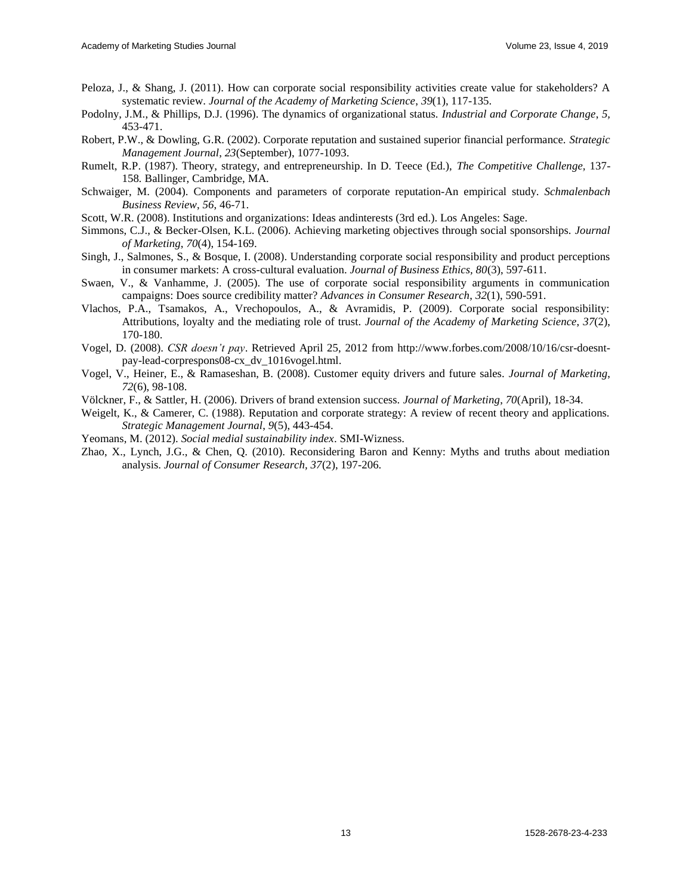Peloza, J., & Shang, J. (2011). How can corporate social responsibility activities create value for stakeholders? A systematic review. *Journal of the Academy of Marketing Science*, *39*(1), 117-135.

Podolny, J.M., & Phillips, D.J. (1996). The dynamics of organizational status. *Industrial and Corporate Change*, *5*, 453-471.

Robert, P.W., & Dowling, G.R. (2002). Corporate reputation and sustained superior financial performance. *Strategic Management Journal*, *23*(September), 1077-1093.

Rumelt, R.P. (1987). Theory, strategy, and entrepreneurship. In D. Teece (Ed.), *The Competitive Challenge*, 137-158. Ballinger, Cambridge, MA.

Schwaiger, M. (2004). Components and parameters of corporate reputation-An empirical study. *Schmalenbach Business Review*, *56*, 46-71.

Scott, W.R. (2008). Institutions and organizations: Ideas andinterests (3rd ed.). Los Angeles: Sage.

Simmons, C.J., & Becker-Olsen, K.L. (2006). Achieving marketing objectives through social sponsorships. *Journal of Marketing*, *70*(4), 154-169.

Singh, J., Salmones, S., & Bosque, I. (2008). Understanding corporate social responsibility and product perceptions in consumer markets: A cross-cultural evaluation. *Journal of Business Ethics*, *80*(3), 597-611.

Swaen, V., & Vanhamme, J. (2005). The use of corporate social responsibility arguments in communication campaigns: Does source credibility matter? *Advances in Consumer Research*, *32*(1), 590-591.

Vlachos, P.A., Tsamakos, A., Vrechopoulos, A., & Avramidis, P. (2009). Corporate social responsibility: Attributions, loyalty and the mediating role of trust. *Journal of the Academy of Marketing Science*, *37*(2), 170-180.

Vogel, D. (2008). *CSR doesn't pay*. Retrieved April 25, 2012 from http://www.forbes.com/2008/10/16/csr-doesnt-pay-lead-corprespons08-cx_dv_1016vogel.html.

Vogel, V., Heiner, E., & Ramaseshan, B. (2008). Customer equity drivers and future sales. *Journal of Marketing*, *72*(6), 98-108.

Völckner, F., & Sattler, H. (2006). Drivers of brand extension success. *Journal of Marketing*, *70*(April), 18-34.

Weigelt, K., & Camerer, C. (1988). Reputation and corporate strategy: A review of recent theory and applications. *Strategic Management Journal*, *9*(5), 443-454.

Yeomans, M. (2012). *Social medial sustainability index*. SMI-Wizness.

Zhao, X., Lynch, J.G., & Chen, Q. (2010). Reconsidering Baron and Kenny: Myths and truths about mediation analysis. *Journal of Consumer Research*, *37*(2), 197-206.